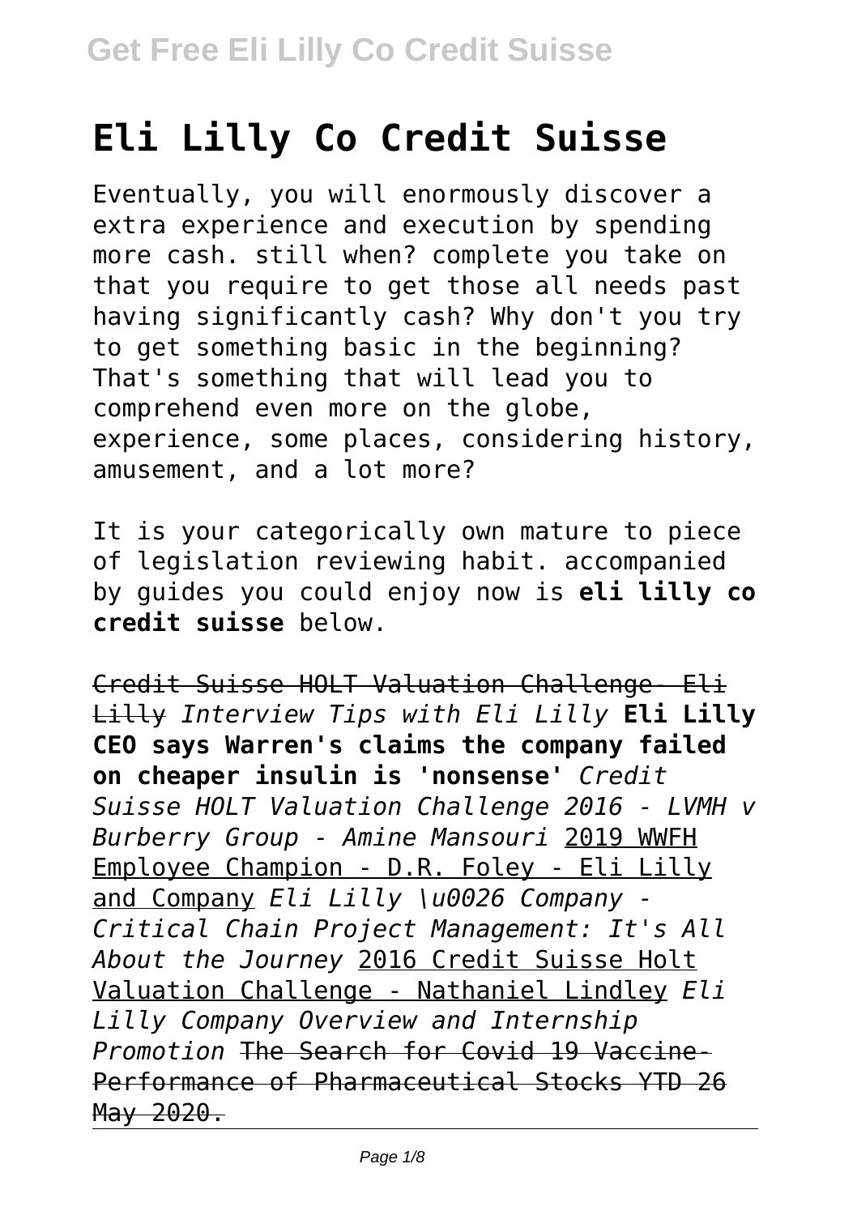# Eli Lilly Co Credit Suisse

Eventually, you will enormously discover a extra experience and execution by spending more cash. still when? complete you take on that you require to get those all needs past having significantly cash? Why don't you try to get something basic in the beginning? That's something that will lead you to comprehend even more on the globe, experience, some places, considering history, amusement, and a lot more?

It is your categorically own mature to piece of legislation reviewing habit. accompanied by guides you could enjoy now is **eli lilly co credit suisse** below.

Credit Suisse HOLT Valuation Challenge- Eli Lilly *Interview Tips with Eli Lilly* **Eli Lilly CEO says Warren's claims the company failed on cheaper insulin is 'nonsense'** *Credit Suisse HOLT Valuation Challenge 2016 - LVMH v Burberry Group - Amine Mansouri* 2019 WWFH Employee Champion - D.R. Foley - Eli Lilly and Company *Eli Lilly \u0026 Company - Critical Chain Project Management: It's All About the Journey* 2016 Credit Suisse Holt Valuation Challenge - Nathaniel Lindley *Eli Lilly Company Overview and Internship Promotion* The Search for Covid 19 Vaccine-Performance of Pharmaceutical Stocks YTD 26 May 2020.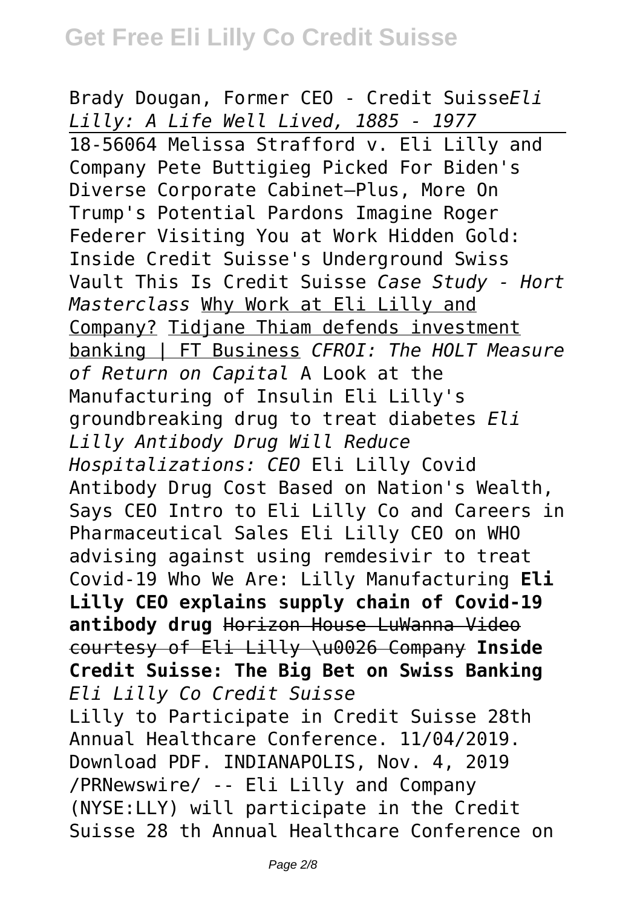Brady Dougan, Former CEO - Credit Suisse*Eli Lilly: A Life Well Lived, 1885 - 1977*

18-56064 Melissa Strafford v. Eli Lilly and Company Pete Buttigieg Picked For Biden's Diverse Corporate Cabinet—Plus, More On Trump's Potential Pardons Imagine Roger Federer Visiting You at Work Hidden Gold: Inside Credit Suisse's Underground Swiss Vault This Is Credit Suisse *Case Study - Hort Masterclass* Why Work at Eli Lilly and Company? Tidjane Thiam defends investment banking | FT Business *CFROI: The HOLT Measure of Return on Capital* A Look at the Manufacturing of Insulin Eli Lilly's groundbreaking drug to treat diabetes *Eli Lilly Antibody Drug Will Reduce Hospitalizations: CEO* Eli Lilly Covid Antibody Drug Cost Based on Nation's Wealth, Says CEO Intro to Eli Lilly Co and Careers in Pharmaceutical Sales Eli Lilly CEO on WHO advising against using remdesivir to treat Covid-19 Who We Are: Lilly Manufacturing **Eli Lilly CEO explains supply chain of Covid-19 antibody drug** ~~Horizon House LuWanna Video courtesy of Eli Lilly \u0026 Company~~ **Inside Credit Suisse: The Big Bet on Swiss Banking** *Eli Lilly Co Credit Suisse*

Lilly to Participate in Credit Suisse 28th Annual Healthcare Conference. 11/04/2019. Download PDF. INDIANAPOLIS, Nov. 4, 2019 /PRNewswire/ -- Eli Lilly and Company (NYSE:LLY) will participate in the Credit Suisse 28 th Annual Healthcare Conference on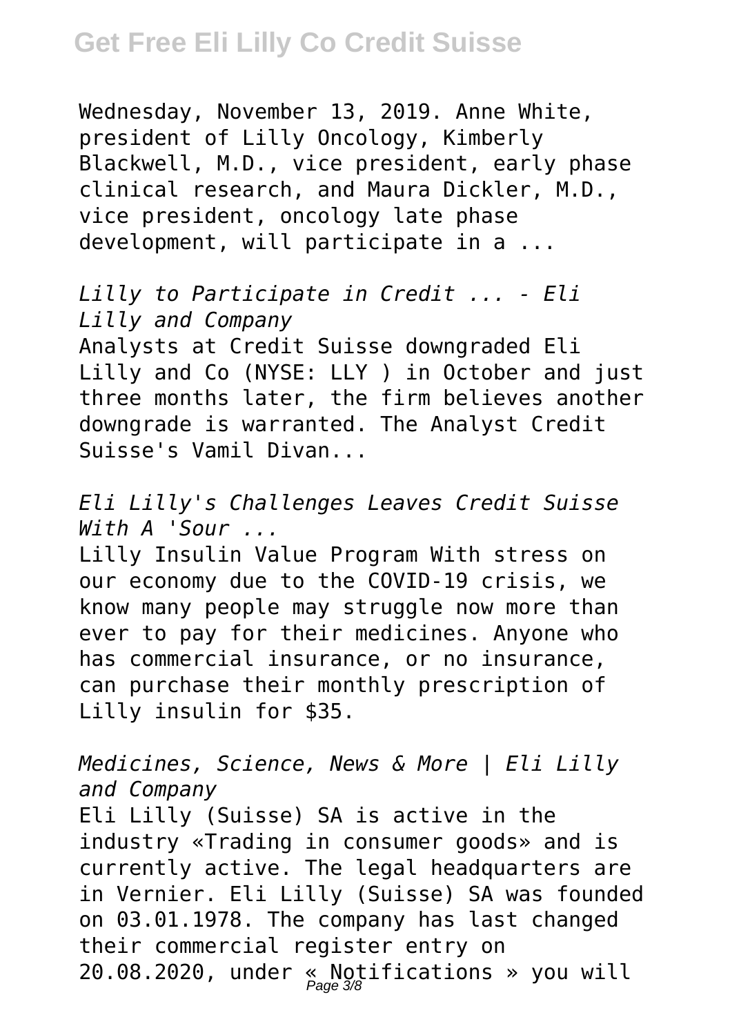Wednesday, November 13, 2019. Anne White, president of Lilly Oncology, Kimberly Blackwell, M.D., vice president, early phase clinical research, and Maura Dickler, M.D., vice president, oncology late phase development, will participate in a ...

*Lilly to Participate in Credit ... - Eli Lilly and Company*

Analysts at Credit Suisse downgraded Eli Lilly and Co (NYSE: LLY ) in October and just three months later, the firm believes another downgrade is warranted. The Analyst Credit Suisse's Vamil Divan...

*Eli Lilly's Challenges Leaves Credit Suisse With A 'Sour ...*

Lilly Insulin Value Program With stress on our economy due to the COVID-19 crisis, we know many people may struggle now more than ever to pay for their medicines. Anyone who has commercial insurance, or no insurance, can purchase their monthly prescription of Lilly insulin for $35.

*Medicines, Science, News & More | Eli Lilly and Company*

Eli Lilly (Suisse) SA is active in the industry «Trading in consumer goods» and is currently active. The legal headquarters are in Vernier. Eli Lilly (Suisse) SA was founded on 03.01.1978. The company has last changed their commercial register entry on 20.08.2020, under « Notifications » you will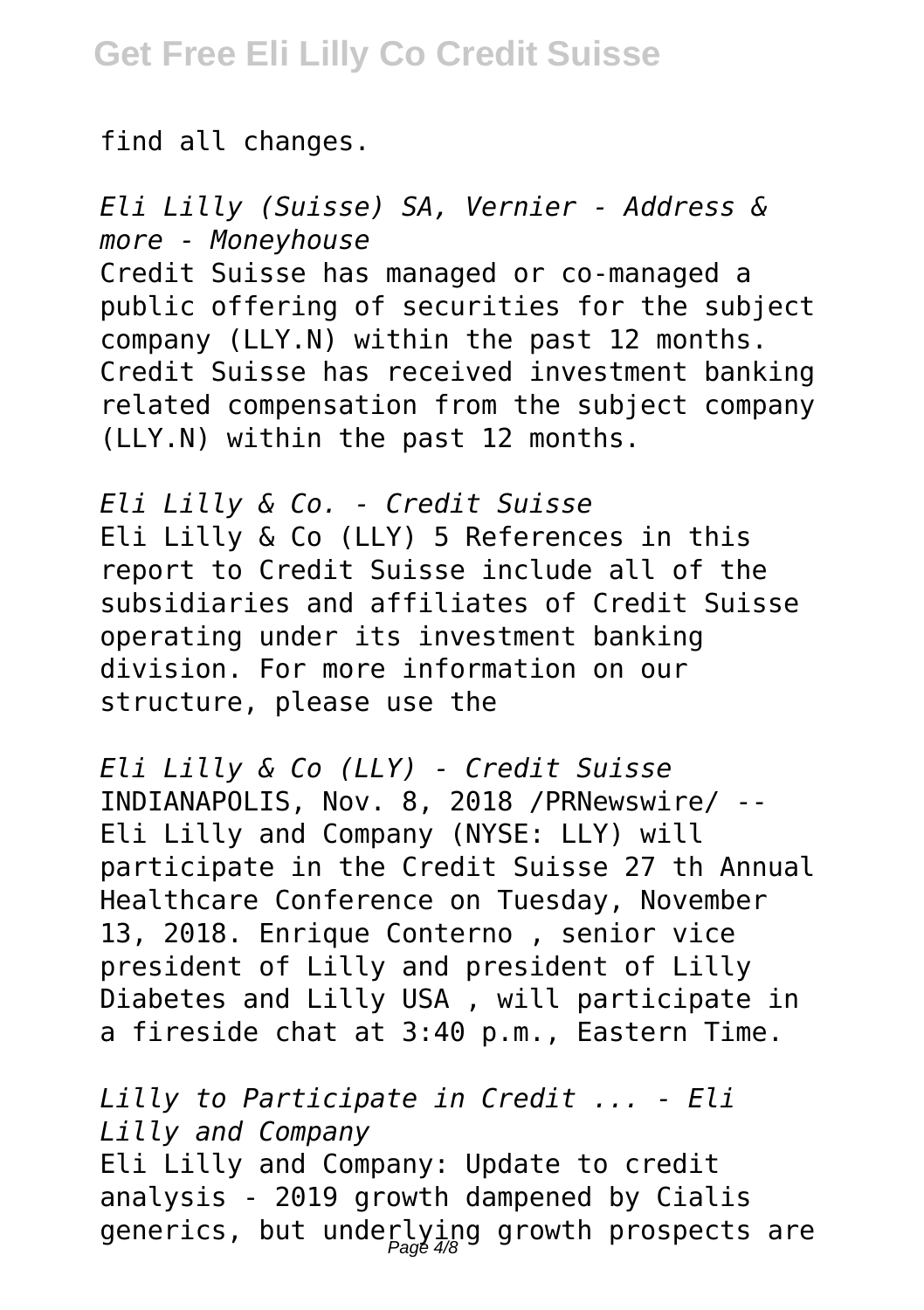find all changes.

*Eli Lilly (Suisse) SA, Vernier - Address & more - Moneyhouse*

Credit Suisse has managed or co-managed a public offering of securities for the subject company (LLY.N) within the past 12 months. Credit Suisse has received investment banking related compensation from the subject company (LLY.N) within the past 12 months.

*Eli Lilly & Co. - Credit Suisse*

Eli Lilly & Co (LLY) 5 References in this report to Credit Suisse include all of the subsidiaries and affiliates of Credit Suisse operating under its investment banking division. For more information on our structure, please use the

*Eli Lilly & Co (LLY) - Credit Suisse*

INDIANAPOLIS, Nov. 8, 2018 /PRNewswire/ -- Eli Lilly and Company (NYSE: LLY) will participate in the Credit Suisse 27 th Annual Healthcare Conference on Tuesday, November 13, 2018. Enrique Conterno , senior vice president of Lilly and president of Lilly Diabetes and Lilly USA , will participate in a fireside chat at 3:40 p.m., Eastern Time.

*Lilly to Participate in Credit ... - Eli Lilly and Company*

Eli Lilly and Company: Update to credit analysis - 2019 growth dampened by Cialis generics, but underlying growth prospects are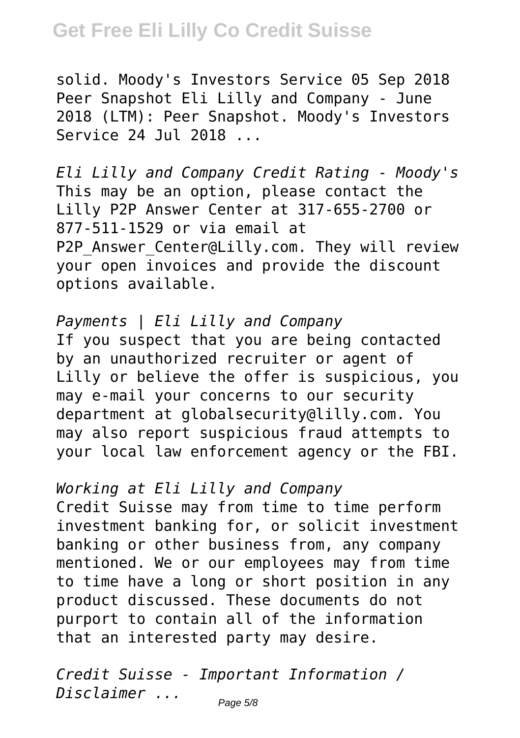solid. Moody's Investors Service 05 Sep 2018 Peer Snapshot Eli Lilly and Company - June 2018 (LTM): Peer Snapshot. Moody's Investors Service 24 Jul 2018 ...

*Eli Lilly and Company Credit Rating - Moody's*
This may be an option, please contact the Lilly P2P Answer Center at 317-655-2700 or 877-511-1529 or via email at P2P_Answer_Center@Lilly.com. They will review your open invoices and provide the discount options available.

*Payments | Eli Lilly and Company*
If you suspect that you are being contacted by an unauthorized recruiter or agent of Lilly or believe the offer is suspicious, you may e-mail your concerns to our security department at globalsecurity@lilly.com. You may also report suspicious fraud attempts to your local law enforcement agency or the FBI.

*Working at Eli Lilly and Company*
Credit Suisse may from time to time perform investment banking for, or solicit investment banking or other business from, any company mentioned. We or our employees may from time to time have a long or short position in any product discussed. These documents do not purport to contain all of the information that an interested party may desire.

*Credit Suisse - Important Information / Disclaimer ...*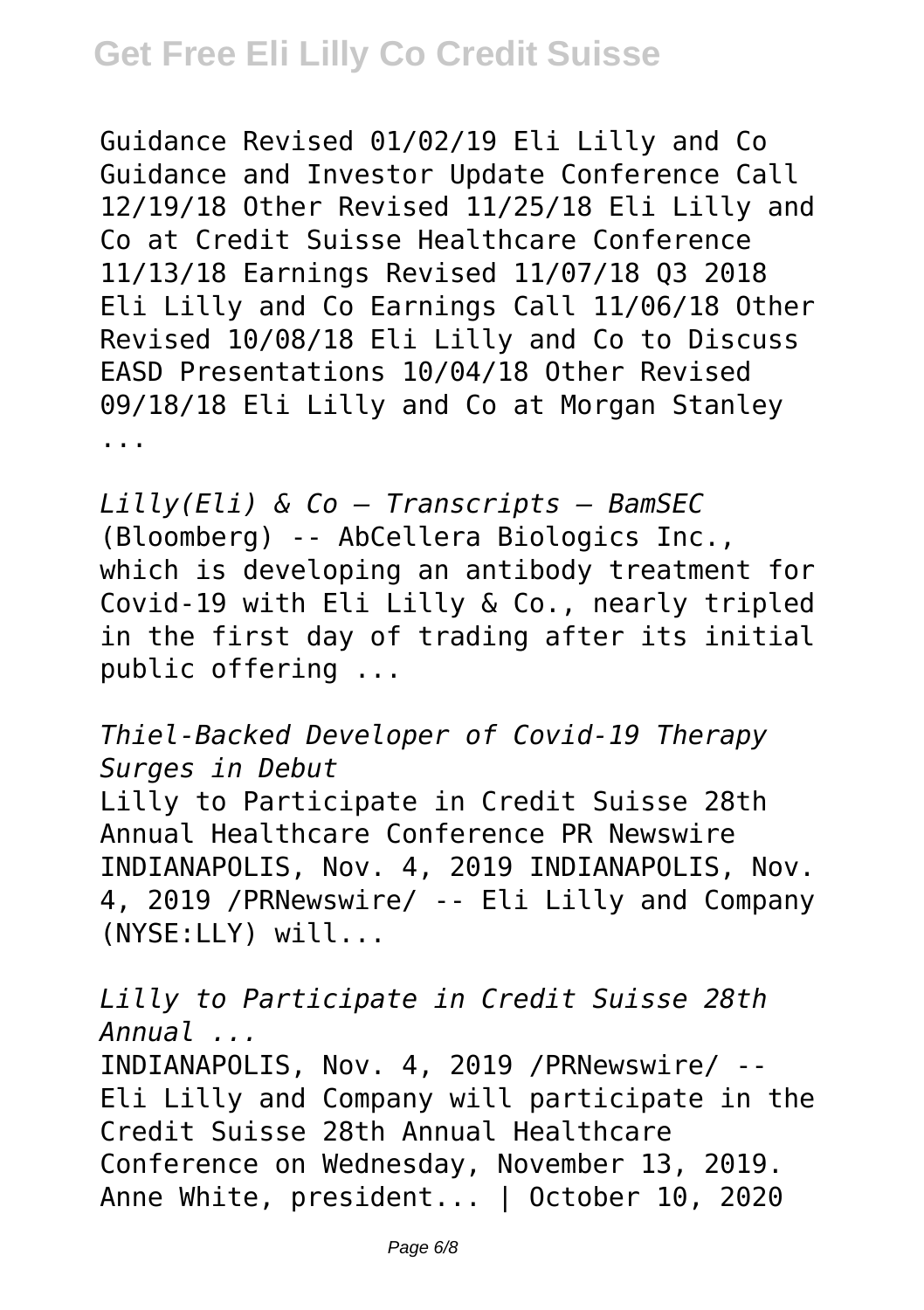Guidance Revised 01/02/19 Eli Lilly and Co Guidance and Investor Update Conference Call 12/19/18 Other Revised 11/25/18 Eli Lilly and Co at Credit Suisse Healthcare Conference 11/13/18 Earnings Revised 11/07/18 Q3 2018 Eli Lilly and Co Earnings Call 11/06/18 Other Revised 10/08/18 Eli Lilly and Co to Discuss EASD Presentations 10/04/18 Other Revised 09/18/18 Eli Lilly and Co at Morgan Stanley ...

*Lilly(Eli) & Co — Transcripts — BamSEC*
(Bloomberg) -- AbCellera Biologics Inc., which is developing an antibody treatment for Covid-19 with Eli Lilly & Co., nearly tripled in the first day of trading after its initial public offering ...

*Thiel-Backed Developer of Covid-19 Therapy Surges in Debut*
Lilly to Participate in Credit Suisse 28th Annual Healthcare Conference PR Newswire INDIANAPOLIS, Nov. 4, 2019 INDIANAPOLIS, Nov. 4, 2019 /PRNewswire/ -- Eli Lilly and Company (NYSE:LLY) will...

*Lilly to Participate in Credit Suisse 28th Annual ...*
INDIANAPOLIS, Nov. 4, 2019 /PRNewswire/ -- Eli Lilly and Company will participate in the Credit Suisse 28th Annual Healthcare Conference on Wednesday, November 13, 2019. Anne White, president... | October 10, 2020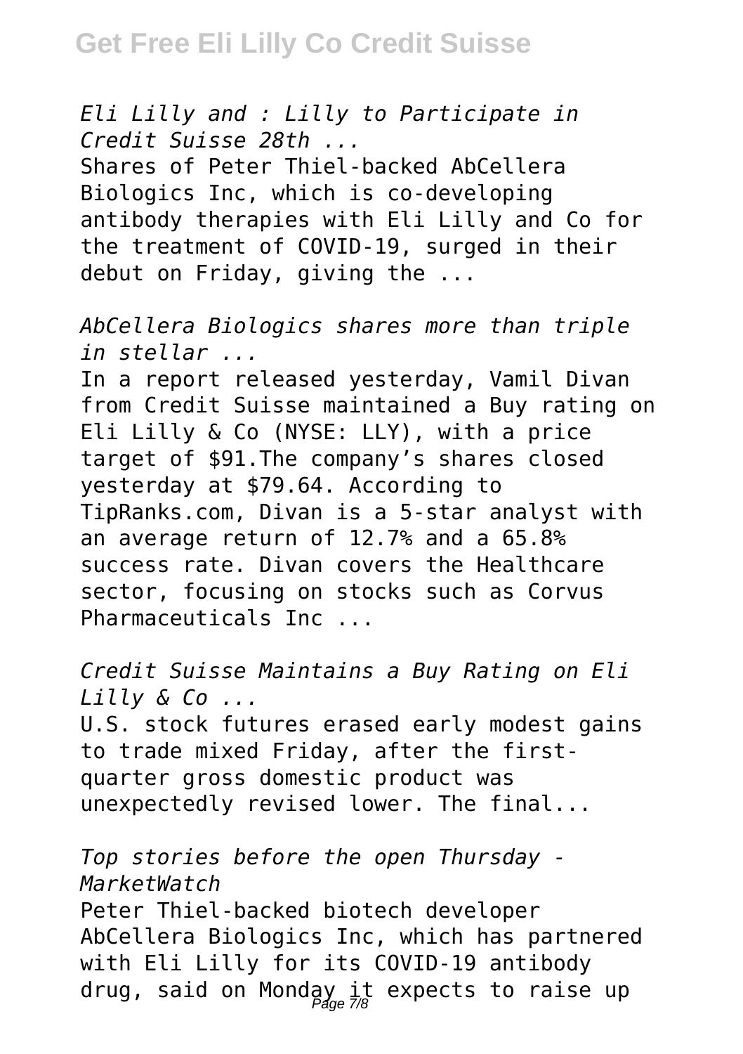*Eli Lilly and : Lilly to Participate in Credit Suisse 28th ...*

Shares of Peter Thiel-backed AbCellera Biologics Inc, which is co-developing antibody therapies with Eli Lilly and Co for the treatment of COVID-19, surged in their debut on Friday, giving the ...

*AbCellera Biologics shares more than triple in stellar ...*

In a report released yesterday, Vamil Divan from Credit Suisse maintained a Buy rating on Eli Lilly & Co (NYSE: LLY), with a price target of $91.The company's shares closed yesterday at $79.64. According to TipRanks.com, Divan is a 5-star analyst with an average return of 12.7% and a 65.8% success rate. Divan covers the Healthcare sector, focusing on stocks such as Corvus Pharmaceuticals Inc ...

*Credit Suisse Maintains a Buy Rating on Eli Lilly & Co ...*

U.S. stock futures erased early modest gains to trade mixed Friday, after the first-quarter gross domestic product was unexpectedly revised lower. The final...

*Top stories before the open Thursday - MarketWatch*

Peter Thiel-backed biotech developer AbCellera Biologics Inc, which has partnered with Eli Lilly for its COVID-19 antibody drug, said on Monday it expects to raise up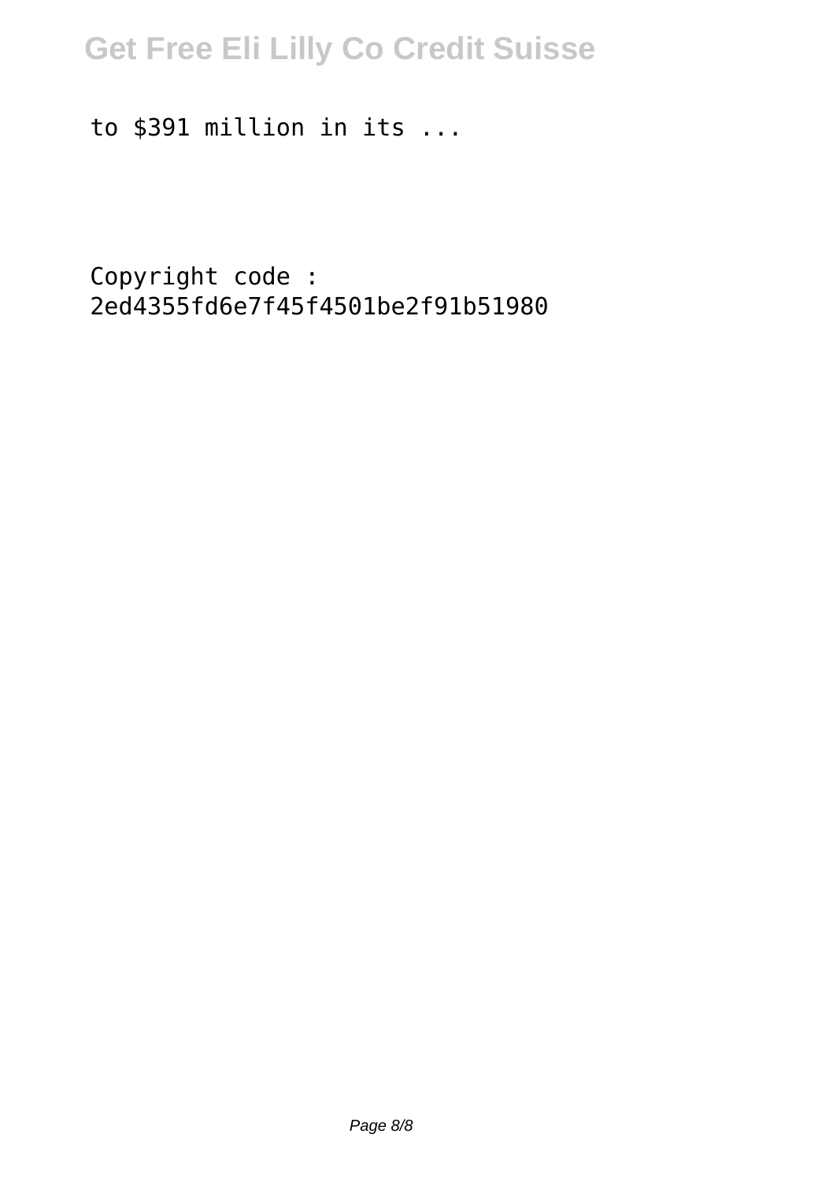to $391 million in its ...

Copyright code : 2ed4355fd6e7f45f4501be2f91b51980